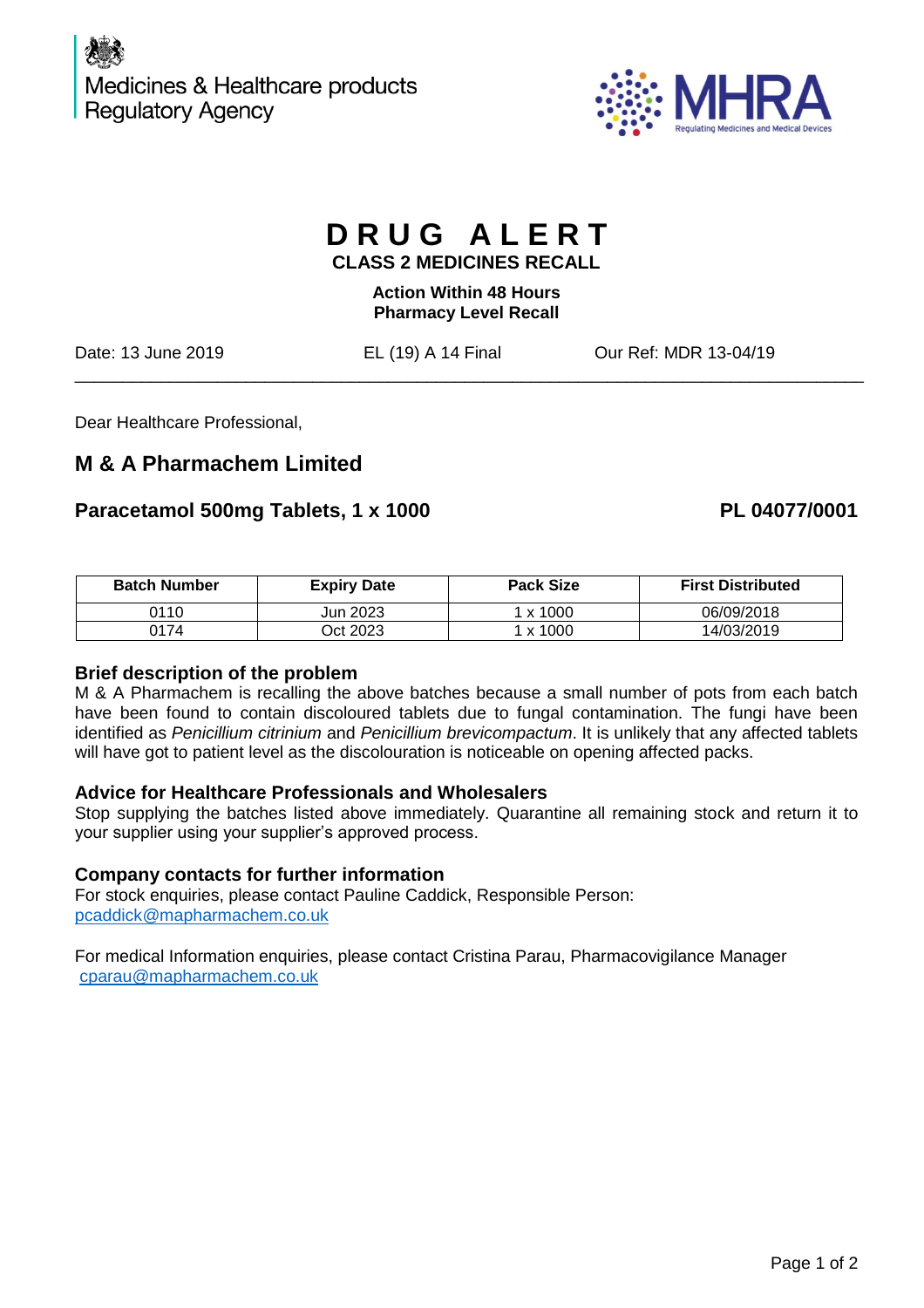Medicines & Healthcare products Regulatory Agency

MHRA
Regulating Medicines and Medical Devices

# DRUG ALERT

**CLASS 2 MEDICINES RECALL**

**Action Within 48 Hours**
**Pharmacy Level Recall**

Date: 13 June 2019 | EL (19) A 14 Final | Our Ref: MDR 13-04/19

---

Dear Healthcare Professional,

## M & A Pharmachem Limited

### Paracetamol 500mg Tablets, 1 x 1000 — PL 04077/0001

| Batch Number | Expiry Date | Pack Size | First Distributed |
|---|---|---|---|
| 0110 | Jun 2023 | 1 x 1000 | 06/09/2018 |
| 0174 | Oct 2023 | 1 x 1000 | 14/03/2019 |

### Brief description of the problem

M & A Pharmachem is recalling the above batches because a small number of pots from each batch have been found to contain discoloured tablets due to fungal contamination. The fungi have been identified as *Penicillium citrinium* and *Penicillium brevicompactum*. It is unlikely that any affected tablets will have got to patient level as the discolouration is noticeable on opening affected packs.

### Advice for Healthcare Professionals and Wholesalers

Stop supplying the batches listed above immediately. Quarantine all remaining stock and return it to your supplier using your supplier's approved process.

### Company contacts for further information

For stock enquiries, please contact Pauline Caddick, Responsible Person:
pcaddick@mapharmachem.co.uk

For medical Information enquiries, please contact Cristina Parau, Pharmacovigilance Manager
cparau@mapharmachem.co.uk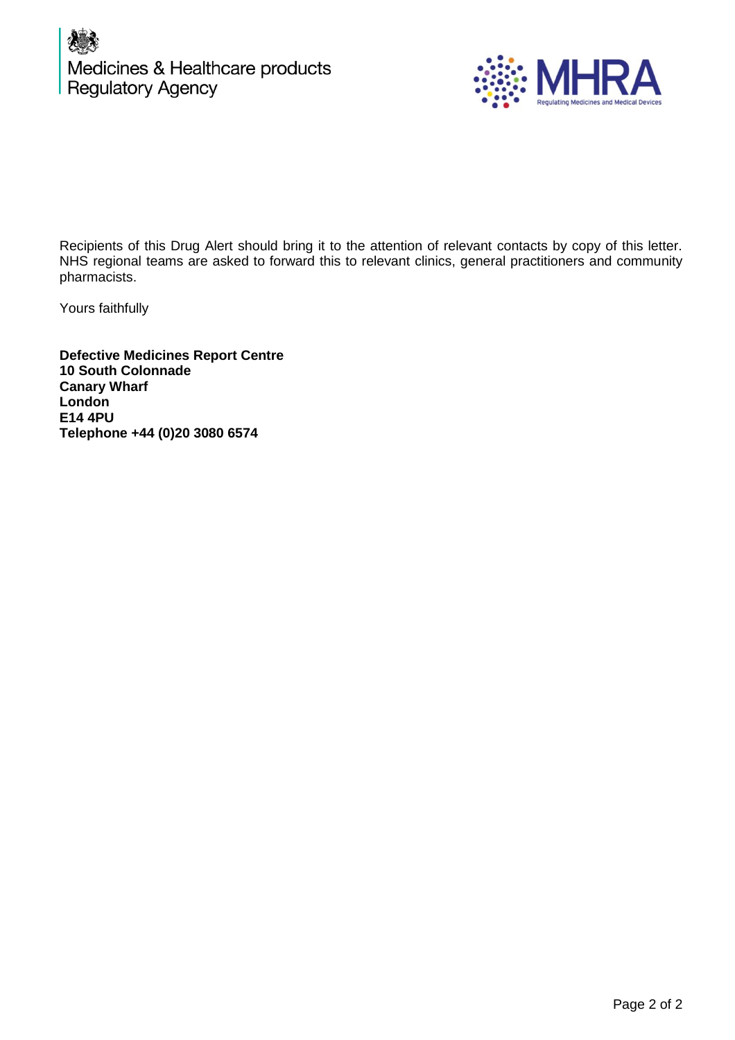Recipients of this Drug Alert should bring it to the attention of relevant contacts by copy of this letter. NHS regional teams are asked to forward this to relevant clinics, general practitioners and community pharmacists.

Yours faithfully

**Defective Medicines Report Centre**
**10 South Colonnade**
**Canary Wharf**
**London**
**E14 4PU**
**Telephone +44 (0)20 3080 6574**